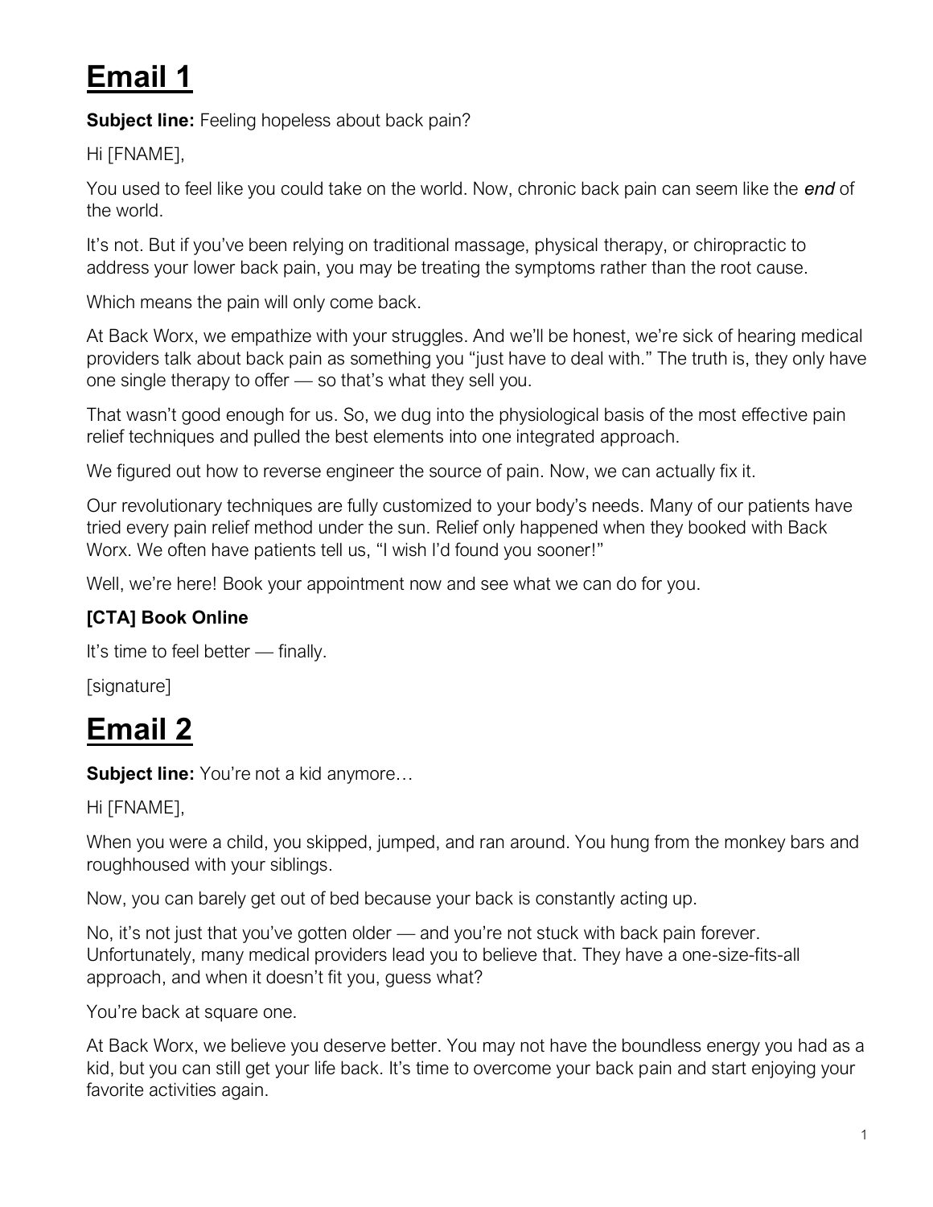# Email 1

**Subject line:** Feeling hopeless about back pain?

Hi [FNAME],

You used to feel like you could take on the world. Now, chronic back pain can seem like the ***end*** of the world.

It's not. But if you've been relying on traditional massage, physical therapy, or chiropractic to address your lower back pain, you may be treating the symptoms rather than the root cause.

Which means the pain will only come back.

At Back Worx, we empathize with your struggles. And we'll be honest, we're sick of hearing medical providers talk about back pain as something you "just have to deal with." The truth is, they only have one single therapy to offer — so that's what they sell you.

That wasn't good enough for us. So, we dug into the physiological basis of the most effective pain relief techniques and pulled the best elements into one integrated approach.

We figured out how to reverse engineer the source of pain. Now, we can actually fix it.

Our revolutionary techniques are fully customized to your body's needs. Many of our patients have tried every pain relief method under the sun. Relief only happened when they booked with Back Worx. We often have patients tell us, "I wish I'd found you sooner!"

Well, we're here! Book your appointment now and see what we can do for you.

### [CTA] Book Online

It's time to feel better — finally.

[signature]

# Email 2

**Subject line:** You're not a kid anymore…

Hi [FNAME],

When you were a child, you skipped, jumped, and ran around. You hung from the monkey bars and roughhoused with your siblings.

Now, you can barely get out of bed because your back is constantly acting up.

No, it's not just that you've gotten older — and you're not stuck with back pain forever. Unfortunately, many medical providers lead you to believe that. They have a one-size-fits-all approach, and when it doesn't fit you, guess what?

You're back at square one.

At Back Worx, we believe you deserve better. You may not have the boundless energy you had as a kid, but you can still get your life back. It's time to overcome your back pain and start enjoying your favorite activities again.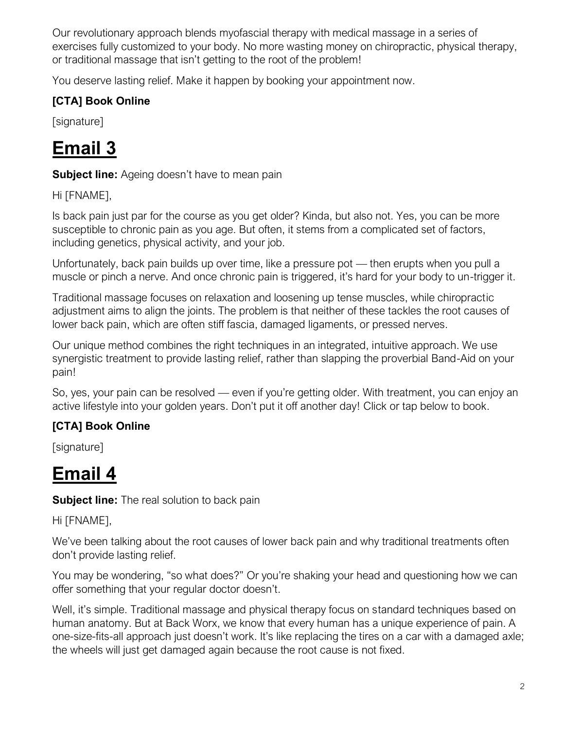Our revolutionary approach blends myofascial therapy with medical massage in a series of exercises fully customized to your body. No more wasting money on chiropractic, physical therapy, or traditional massage that isn't getting to the root of the problem!

You deserve lasting relief. Make it happen by booking your appointment now.

**[CTA] Book Online**

[signature]

# Email 3

**Subject line:** Ageing doesn't have to mean pain

Hi [FNAME],

Is back pain just par for the course as you get older? Kinda, but also not. Yes, you can be more susceptible to chronic pain as you age. But often, it stems from a complicated set of factors, including genetics, physical activity, and your job.

Unfortunately, back pain builds up over time, like a pressure pot — then erupts when you pull a muscle or pinch a nerve. And once chronic pain is triggered, it's hard for your body to un-trigger it.

Traditional massage focuses on relaxation and loosening up tense muscles, while chiropractic adjustment aims to align the joints. The problem is that neither of these tackles the root causes of lower back pain, which are often stiff fascia, damaged ligaments, or pressed nerves.

Our unique method combines the right techniques in an integrated, intuitive approach. We use synergistic treatment to provide lasting relief, rather than slapping the proverbial Band-Aid on your pain!

So, yes, your pain can be resolved — even if you're getting older. With treatment, you can enjoy an active lifestyle into your golden years. Don't put it off another day! Click or tap below to book.

**[CTA] Book Online**

[signature]

# Email 4

**Subject line:** The real solution to back pain

Hi [FNAME],

We've been talking about the root causes of lower back pain and why traditional treatments often don't provide lasting relief.

You may be wondering, "so what does?" Or you're shaking your head and questioning how we can offer something that your regular doctor doesn't.

Well, it's simple. Traditional massage and physical therapy focus on standard techniques based on human anatomy. But at Back Worx, we know that every human has a unique experience of pain. A one-size-fits-all approach just doesn't work. It's like replacing the tires on a car with a damaged axle; the wheels will just get damaged again because the root cause is not fixed.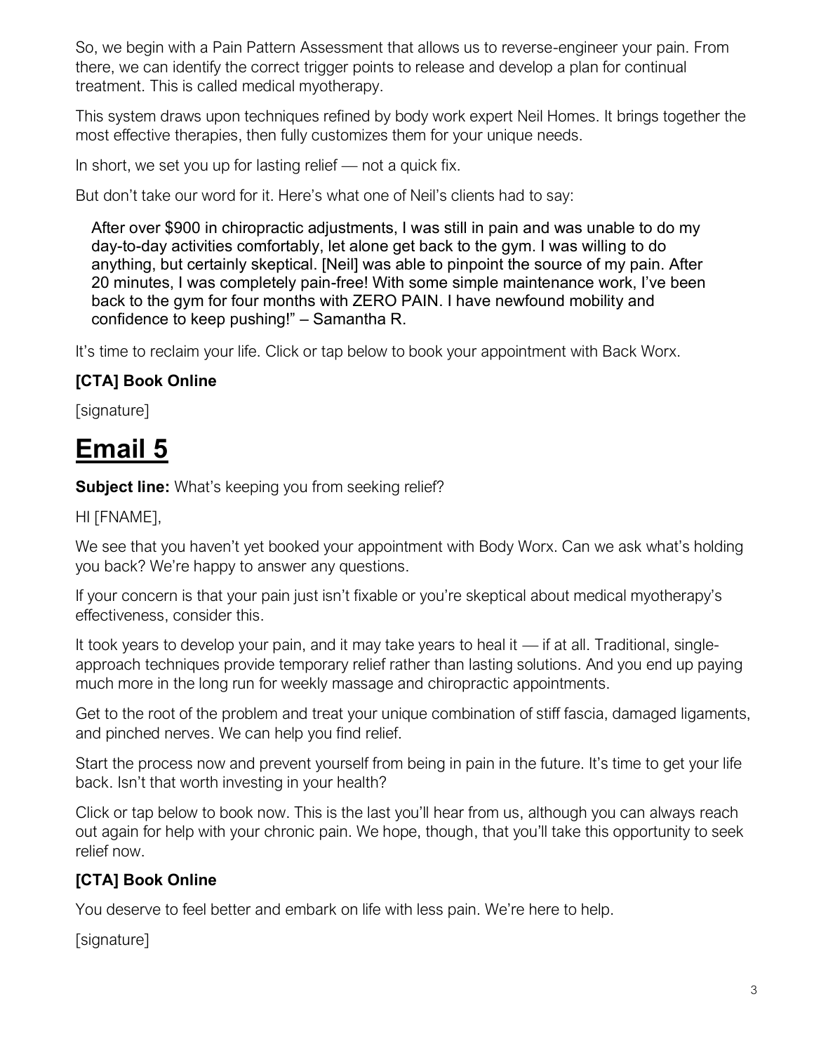So, we begin with a Pain Pattern Assessment that allows us to reverse-engineer your pain. From there, we can identify the correct trigger points to release and develop a plan for continual treatment. This is called medical myotherapy.

This system draws upon techniques refined by body work expert Neil Homes. It brings together the most effective therapies, then fully customizes them for your unique needs.

In short, we set you up for lasting relief — not a quick fix.

But don't take our word for it. Here's what one of Neil's clients had to say:

> After over $900 in chiropractic adjustments, I was still in pain and was unable to do my day-to-day activities comfortably, let alone get back to the gym. I was willing to do anything, but certainly skeptical. [Neil] was able to pinpoint the source of my pain. After 20 minutes, I was completely pain-free! With some simple maintenance work, I've been back to the gym for four months with ZERO PAIN. I have newfound mobility and confidence to keep pushing!" – Samantha R.

It's time to reclaim your life. Click or tap below to book your appointment with Back Worx.

**[CTA] Book Online**

[signature]

# Email 5

**Subject line:** What's keeping you from seeking relief?

HI [FNAME],

We see that you haven't yet booked your appointment with Body Worx. Can we ask what's holding you back? We're happy to answer any questions.

If your concern is that your pain just isn't fixable or you're skeptical about medical myotherapy's effectiveness, consider this.

It took years to develop your pain, and it may take years to heal it — if at all. Traditional, single-approach techniques provide temporary relief rather than lasting solutions. And you end up paying much more in the long run for weekly massage and chiropractic appointments.

Get to the root of the problem and treat your unique combination of stiff fascia, damaged ligaments, and pinched nerves. We can help you find relief.

Start the process now and prevent yourself from being in pain in the future. It's time to get your life back. Isn't that worth investing in your health?

Click or tap below to book now. This is the last you'll hear from us, although you can always reach out again for help with your chronic pain. We hope, though, that you'll take this opportunity to seek relief now.

**[CTA] Book Online**

You deserve to feel better and embark on life with less pain. We're here to help.

[signature]